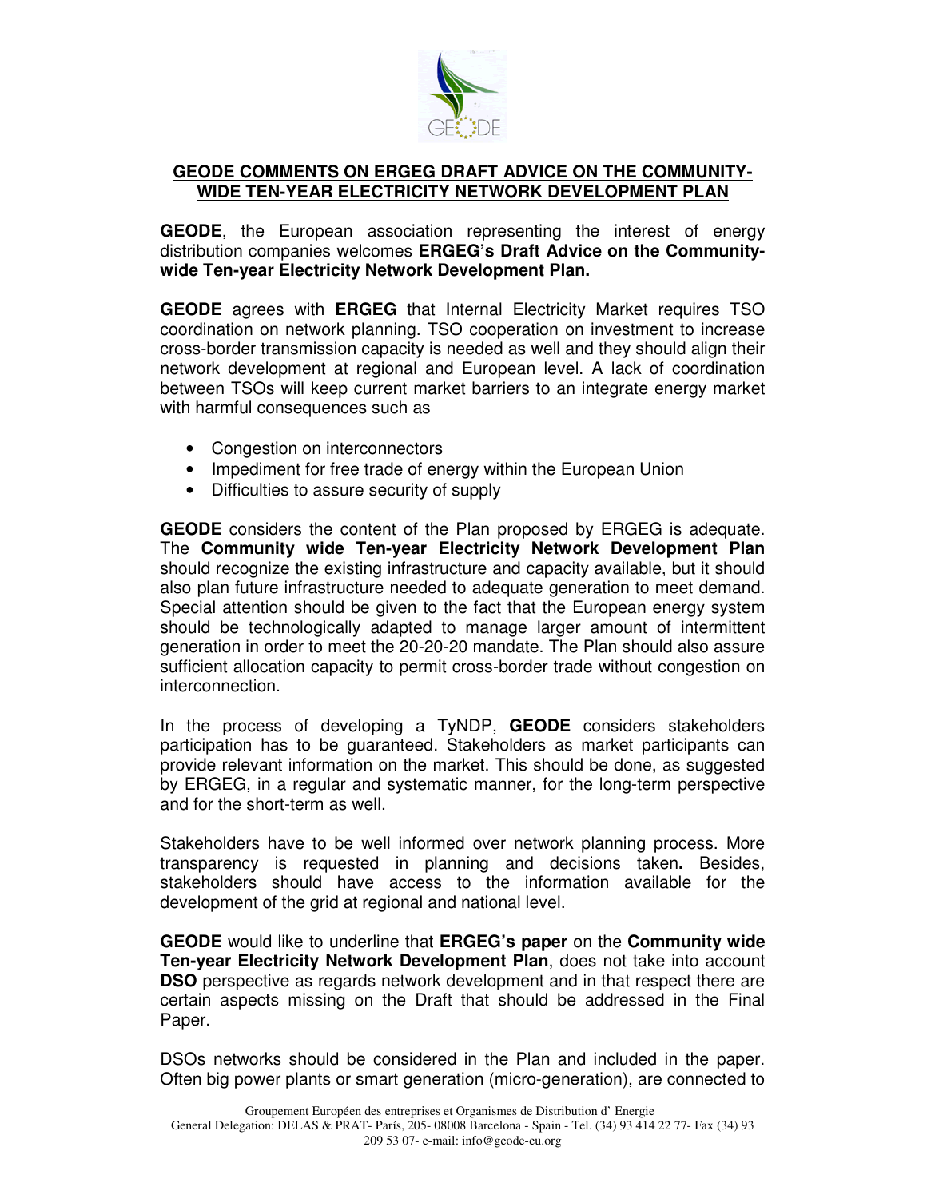## GEODE COMMENTS ON ERGEG DRAFT ADVICE ON THE COMMUNITY-WIDE TEN-YEAR ELECTRICITY NETWORK DEVELOPMENT PLAN

**GEODE**, the European association representing the interest of energy distribution companies welcomes **ERGEG's Draft Advice on the Community-wide Ten-year Electricity Network Development Plan.**

**GEODE** agrees with **ERGEG** that Internal Electricity Market requires TSO coordination on network planning. TSO cooperation on investment to increase cross-border transmission capacity is needed as well and they should align their network development at regional and European level. A lack of coordination between TSOs will keep current market barriers to an integrate energy market with harmful consequences such as

- Congestion on interconnectors
- Impediment for free trade of energy within the European Union
- Difficulties to assure security of supply

**GEODE** considers the content of the Plan proposed by ERGEG is adequate. The **Community wide Ten-year Electricity Network Development Plan** should recognize the existing infrastructure and capacity available, but it should also plan future infrastructure needed to adequate generation to meet demand. Special attention should be given to the fact that the European energy system should be technologically adapted to manage larger amount of intermittent generation in order to meet the 20-20-20 mandate. The Plan should also assure sufficient allocation capacity to permit cross-border trade without congestion on interconnection.

In the process of developing a TyNDP, **GEODE** considers stakeholders participation has to be guaranteed. Stakeholders as market participants can provide relevant information on the market. This should be done, as suggested by ERGEG, in a regular and systematic manner, for the long-term perspective and for the short-term as well.

Stakeholders have to be well informed over network planning process. More transparency is requested in planning and decisions taken**.** Besides, stakeholders should have access to the information available for the development of the grid at regional and national level.

**GEODE** would like to underline that **ERGEG's paper** on the **Community wide Ten-year Electricity Network Development Plan**, does not take into account **DSO** perspective as regards network development and in that respect there are certain aspects missing on the Draft that should be addressed in the Final Paper.

DSOs networks should be considered in the Plan and included in the paper. Often big power plants or smart generation (micro-generation), are connected to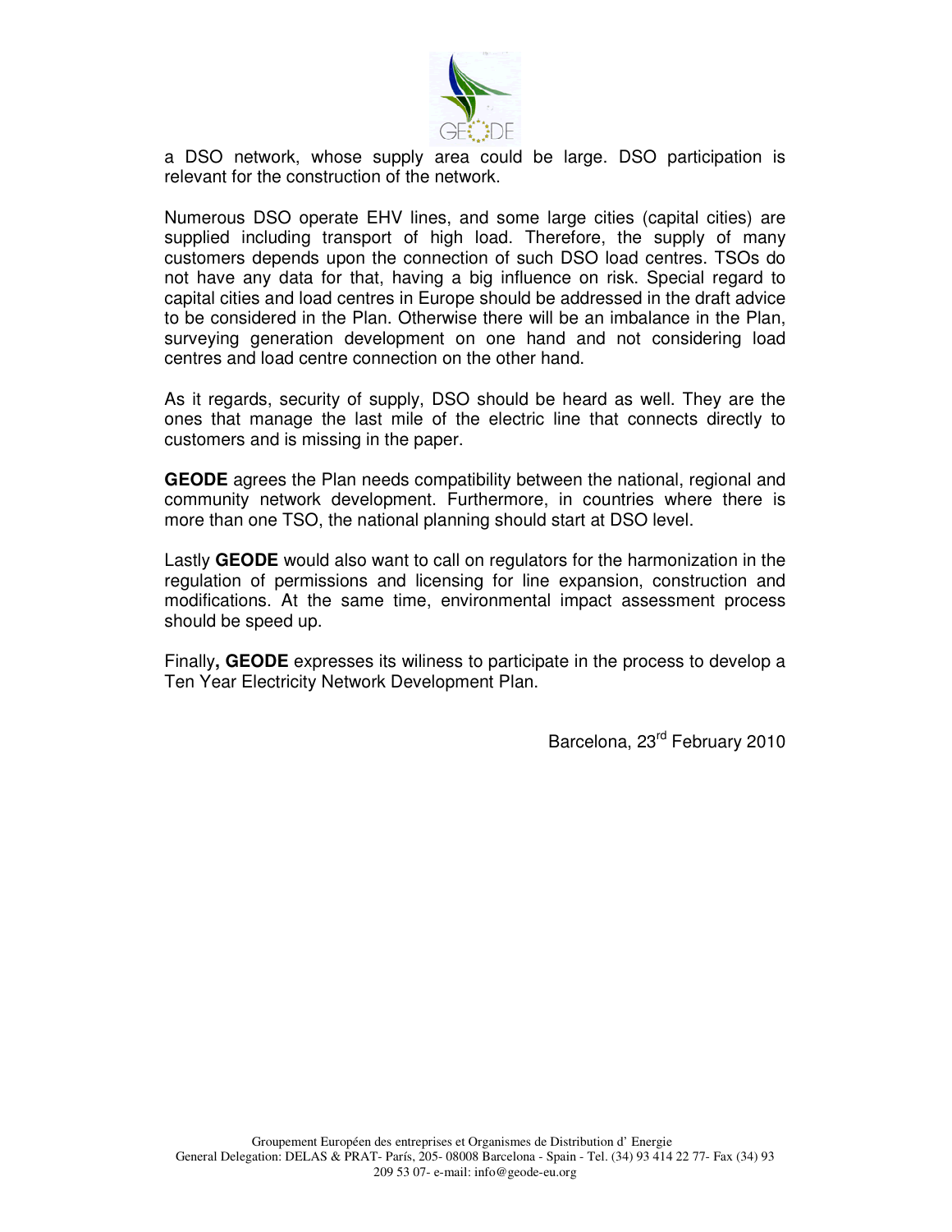a DSO network, whose supply area could be large. DSO participation is relevant for the construction of the network.

Numerous DSO operate EHV lines, and some large cities (capital cities) are supplied including transport of high load. Therefore, the supply of many customers depends upon the connection of such DSO load centres. TSOs do not have any data for that, having a big influence on risk. Special regard to capital cities and load centres in Europe should be addressed in the draft advice to be considered in the Plan. Otherwise there will be an imbalance in the Plan, surveying generation development on one hand and not considering load centres and load centre connection on the other hand.

As it regards, security of supply, DSO should be heard as well. They are the ones that manage the last mile of the electric line that connects directly to customers and is missing in the paper.

**GEODE** agrees the Plan needs compatibility between the national, regional and community network development. Furthermore, in countries where there is more than one TSO, the national planning should start at DSO level.

Lastly **GEODE** would also want to call on regulators for the harmonization in the regulation of permissions and licensing for line expansion, construction and modifications. At the same time, environmental impact assessment process should be speed up.

Finally**, GEODE** expresses its wiliness to participate in the process to develop a Ten Year Electricity Network Development Plan.

Barcelona, 23rd February 2010